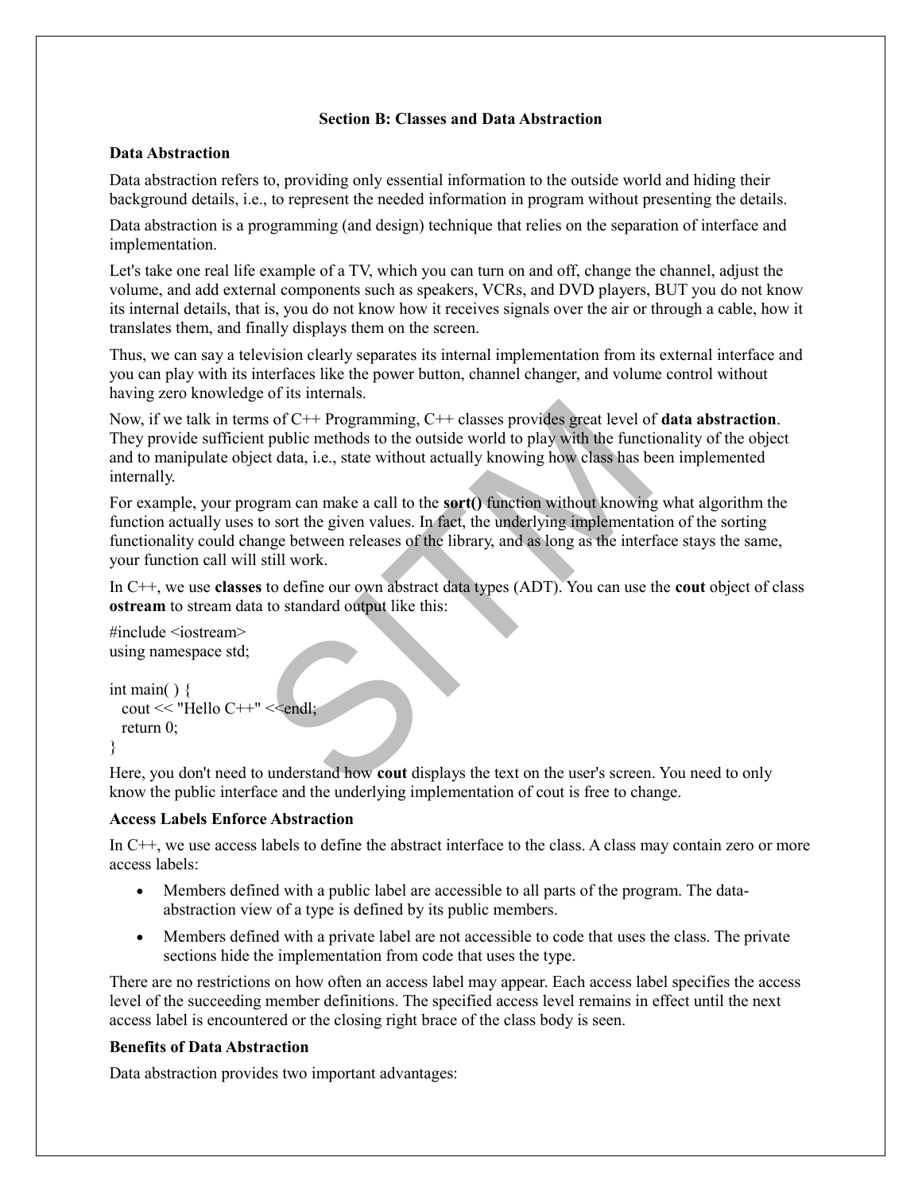## Section B: Classes and Data Abstraction

### Data Abstraction

Data abstraction refers to, providing only essential information to the outside world and hiding their background details, i.e., to represent the needed information in program without presenting the details.

Data abstraction is a programming (and design) technique that relies on the separation of interface and implementation.

Let's take one real life example of a TV, which you can turn on and off, change the channel, adjust the volume, and add external components such as speakers, VCRs, and DVD players, BUT you do not know its internal details, that is, you do not know how it receives signals over the air or through a cable, how it translates them, and finally displays them on the screen.

Thus, we can say a television clearly separates its internal implementation from its external interface and you can play with its interfaces like the power button, channel changer, and volume control without having zero knowledge of its internals.

Now, if we talk in terms of C++ Programming, C++ classes provides great level of **data abstraction**. They provide sufficient public methods to the outside world to play with the functionality of the object and to manipulate object data, i.e., state without actually knowing how class has been implemented internally.

For example, your program can make a call to the **sort()** function without knowing what algorithm the function actually uses to sort the given values. In fact, the underlying implementation of the sorting functionality could change between releases of the library, and as long as the interface stays the same, your function call will still work.

In C++, we use **classes** to define our own abstract data types (ADT). You can use the **cout** object of class **ostream** to stream data to standard output like this:

```
#include <iostream>
using namespace std;

int main( ) {
  cout << "Hello C++" <<endl;
  return 0;
}
```

Here, you don't need to understand how **cout** displays the text on the user's screen. You need to only know the public interface and the underlying implementation of cout is free to change.

### Access Labels Enforce Abstraction

In C++, we use access labels to define the abstract interface to the class. A class may contain zero or more access labels:

- Members defined with a public label are accessible to all parts of the program. The data-abstraction view of a type is defined by its public members.
- Members defined with a private label are not accessible to code that uses the class. The private sections hide the implementation from code that uses the type.

There are no restrictions on how often an access label may appear. Each access label specifies the access level of the succeeding member definitions. The specified access level remains in effect until the next access label is encountered or the closing right brace of the class body is seen.

### Benefits of Data Abstraction

Data abstraction provides two important advantages: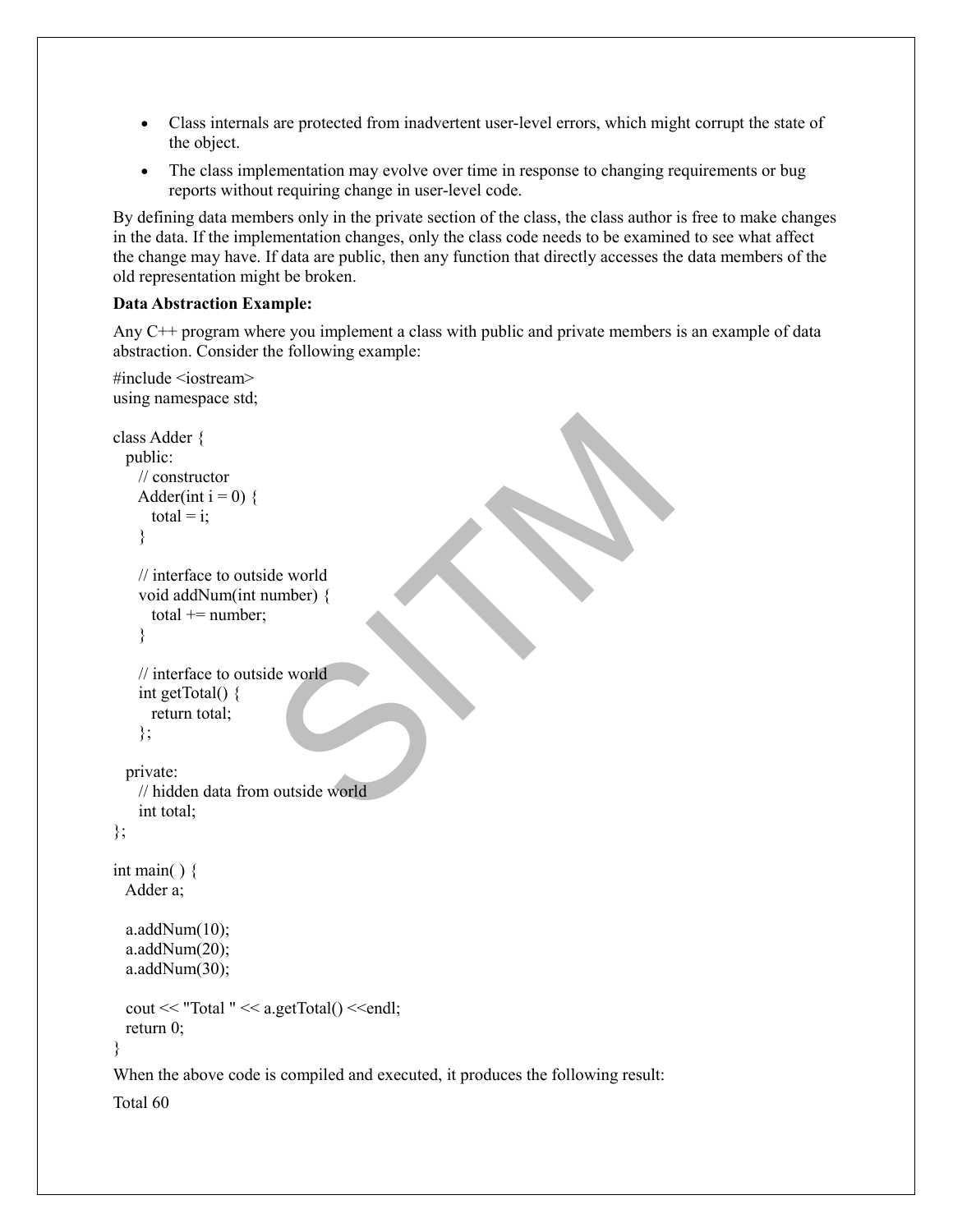- Class internals are protected from inadvertent user-level errors, which might corrupt the state of the object.
- The class implementation may evolve over time in response to changing requirements or bug reports without requiring change in user-level code.

By defining data members only in the private section of the class, the class author is free to make changes in the data. If the implementation changes, only the class code needs to be examined to see what affect the change may have. If data are public, then any function that directly accesses the data members of the old representation might be broken.

**Data Abstraction Example:**

Any C++ program where you implement a class with public and private members is an example of data abstraction. Consider the following example:

```
#include <iostream>
using namespace std;

class Adder {
  public:
    // constructor
    Adder(int i = 0) {
      total = i;
    }

    // interface to outside world
    void addNum(int number) {
      total += number;
    }

    // interface to outside world
    int getTotal() {
      return total;
    };

  private:
    // hidden data from outside world
    int total;
};

int main( ) {
  Adder a;

  a.addNum(10);
  a.addNum(20);
  a.addNum(30);

  cout << "Total " << a.getTotal() <<endl;
  return 0;
}
```

When the above code is compiled and executed, it produces the following result:

```
Total 60
```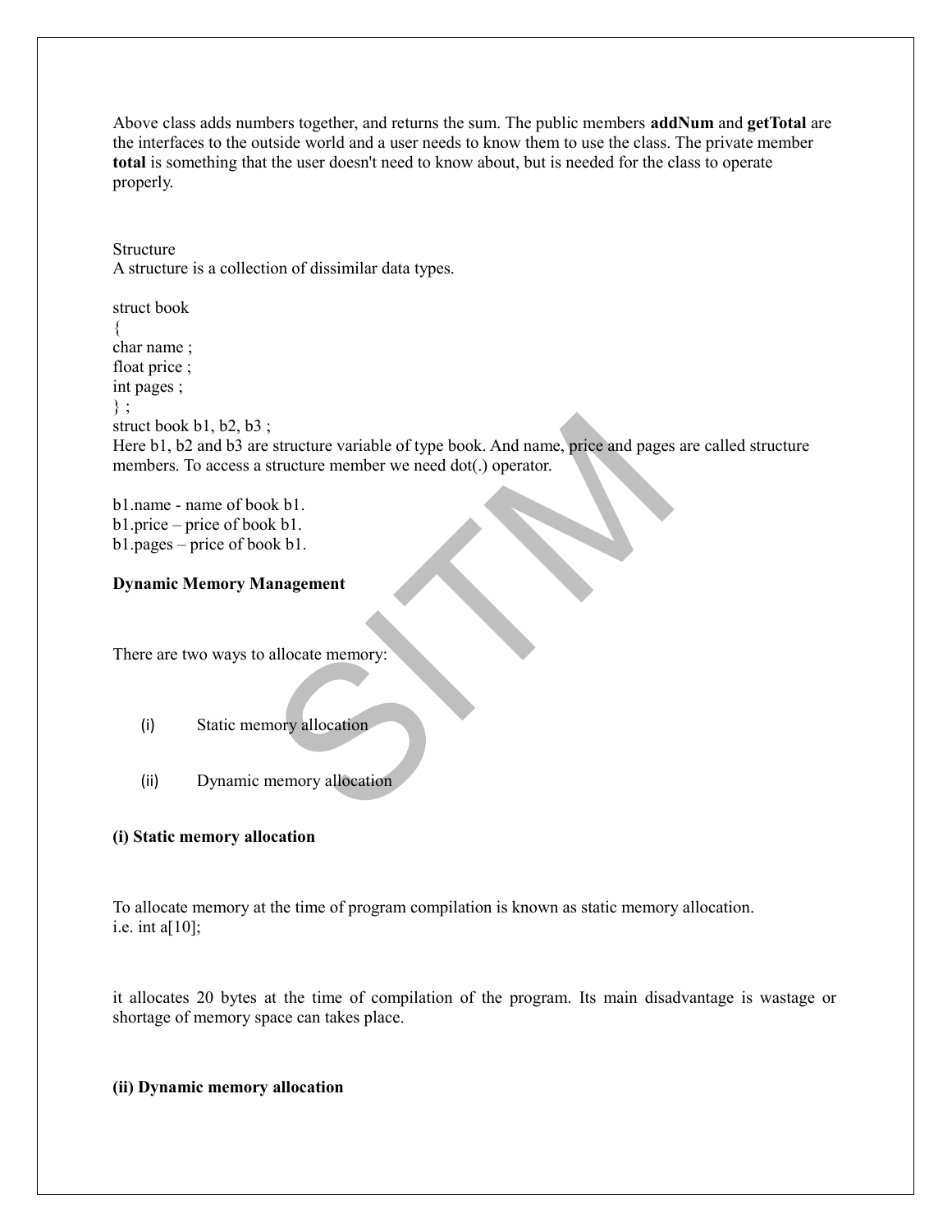Above class adds numbers together, and returns the sum. The public members **addNum** and **getTotal** are the interfaces to the outside world and a user needs to know them to use the class. The private member **total** is something that the user doesn't need to know about, but is needed for the class to operate properly.

Structure

A structure is a collection of dissimilar data types.

```
struct book
{
char name ;
float price ;
int pages ;
} ;
struct book b1, b2, b3 ;
```

Here b1, b2 and b3 are structure variable of type book. And name, price and pages are called structure members. To access a structure member we need dot(.) operator.

b1.name - name of book b1.
b1.price – price of book b1.
b1.pages – price of book b1.

**Dynamic Memory Management**

There are two ways to allocate memory:

(i) Static memory allocation

(ii) Dynamic memory allocation

**(i) Static memory allocation**

To allocate memory at the time of program compilation is known as static memory allocation.
i.e. int a[10];

it allocates 20 bytes at the time of compilation of the program. Its main disadvantage is wastage or shortage of memory space can takes place.

**(ii) Dynamic memory allocation**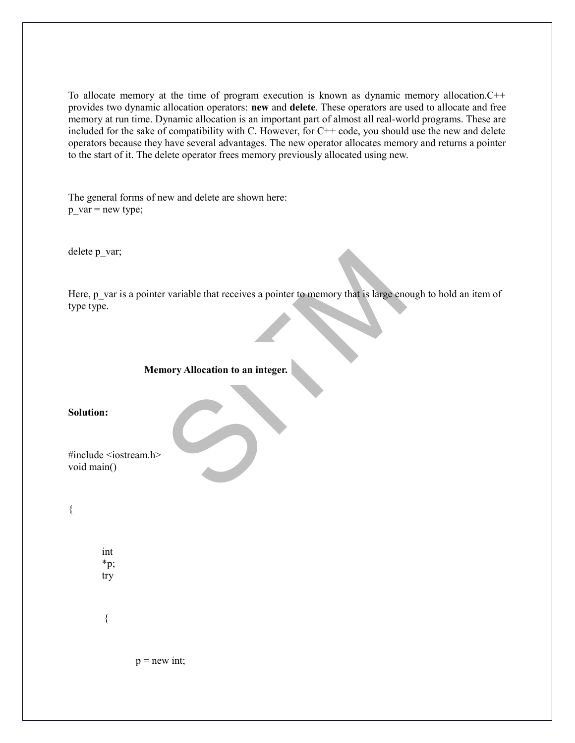To allocate memory at the time of program execution is known as dynamic memory allocation.C++ provides two dynamic allocation operators: **new** and **delete**. These operators are used to allocate and free memory at run time. Dynamic allocation is an important part of almost all real-world programs. These are included for the sake of compatibility with C. However, for C++ code, you should use the new and delete operators because they have several advantages. The new operator allocates memory and returns a pointer to the start of it. The delete operator frees memory previously allocated using new.

The general forms of new and delete are shown here:
p_var = new type;

delete p_var;

Here, p_var is a pointer variable that receives a pointer to memory that is large enough to hold an item of type type.

**Memory Allocation to an integer.**

**Solution:**

```
#include <iostream.h>
void main()

{

    int
    *p;
    try

    {

        p = new int;
```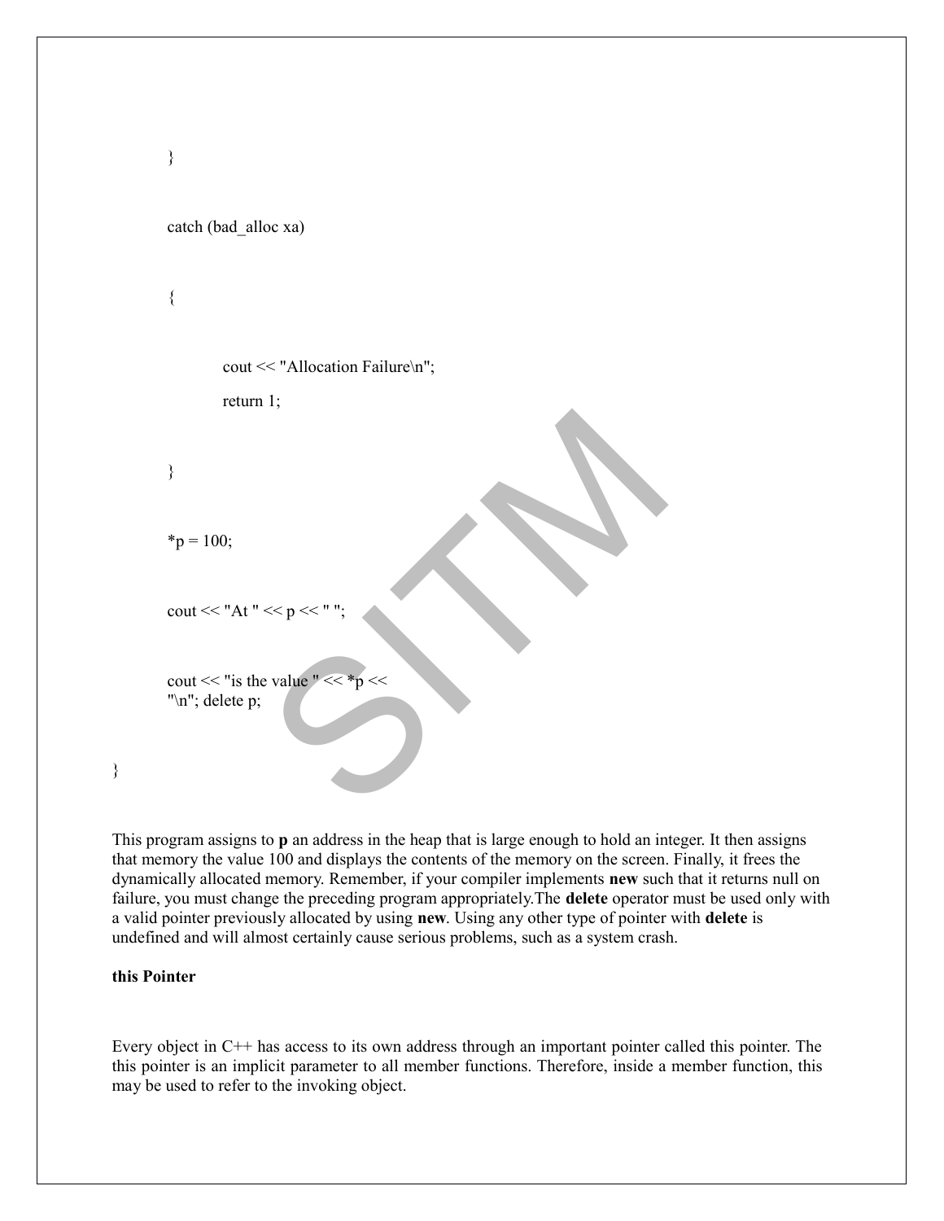```
	}

	catch (bad_alloc xa)

	{

		cout << "Allocation Failure\n";
		return 1;

	}

	*p = 100;

	cout << "At " << p << " ";

	cout << "is the value " << *p <<
	"\n"; delete p;

}
```

This program assigns to **p** an address in the heap that is large enough to hold an integer. It then assigns that memory the value 100 and displays the contents of the memory on the screen. Finally, it frees the dynamically allocated memory. Remember, if your compiler implements **new** such that it returns null on failure, you must change the preceding program appropriately.The **delete** operator must be used only with a valid pointer previously allocated by using **new**. Using any other type of pointer with **delete** is undefined and will almost certainly cause serious problems, such as a system crash.

**this Pointer**

Every object in C++ has access to its own address through an important pointer called this pointer. The this pointer is an implicit parameter to all member functions. Therefore, inside a member function, this may be used to refer to the invoking object.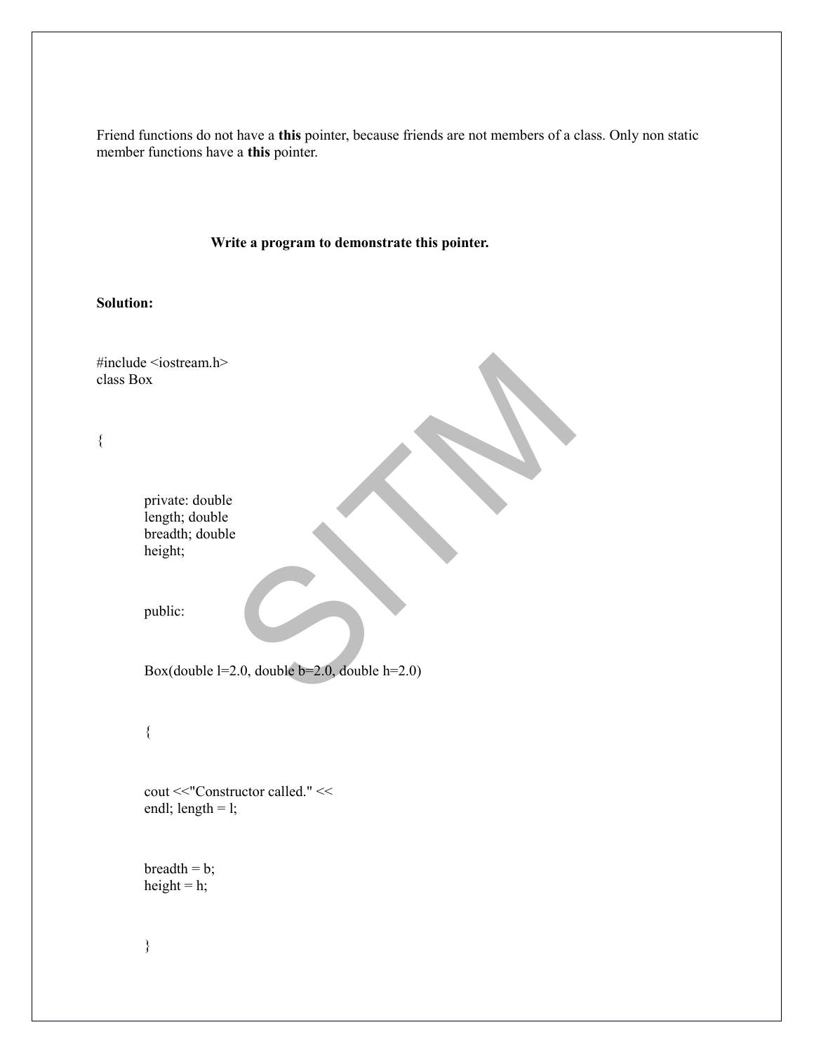Friend functions do not have a **this** pointer, because friends are not members of a class. Only non static member functions have a **this** pointer.

**Write a program to demonstrate this pointer.**

**Solution:**

```
#include <iostream.h>
class Box

{

    private: double
    length; double
    breadth; double
    height;

    public:

    Box(double l=2.0, double b=2.0, double h=2.0)

    {

    cout <<"Constructor called." <<
    endl; length = l;

    breadth = b;
    height = h;

    }
```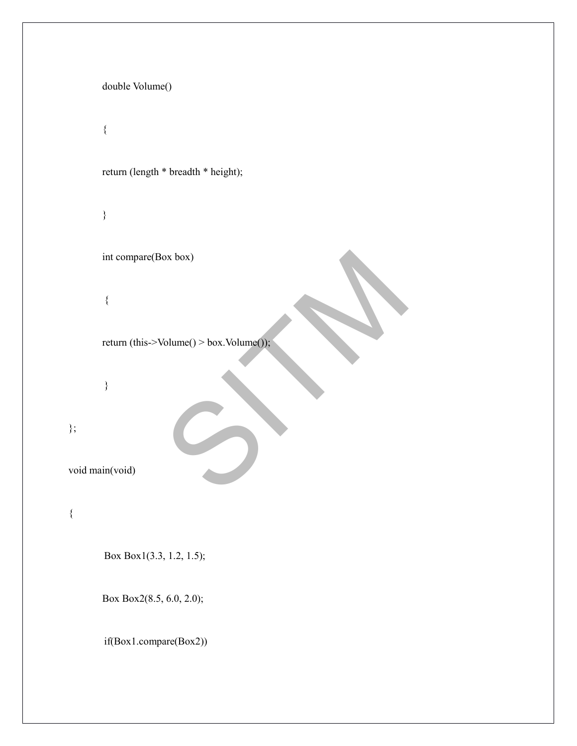```
        double Volume()
        {
        return (length * breadth * height);
        }
        int compare(Box box)
        {
        return (this->Volume() > box.Volume());
        }
};
void main(void)
{
        Box Box1(3.3, 1.2, 1.5);
        Box Box2(8.5, 6.0, 2.0);
        if(Box1.compare(Box2))
```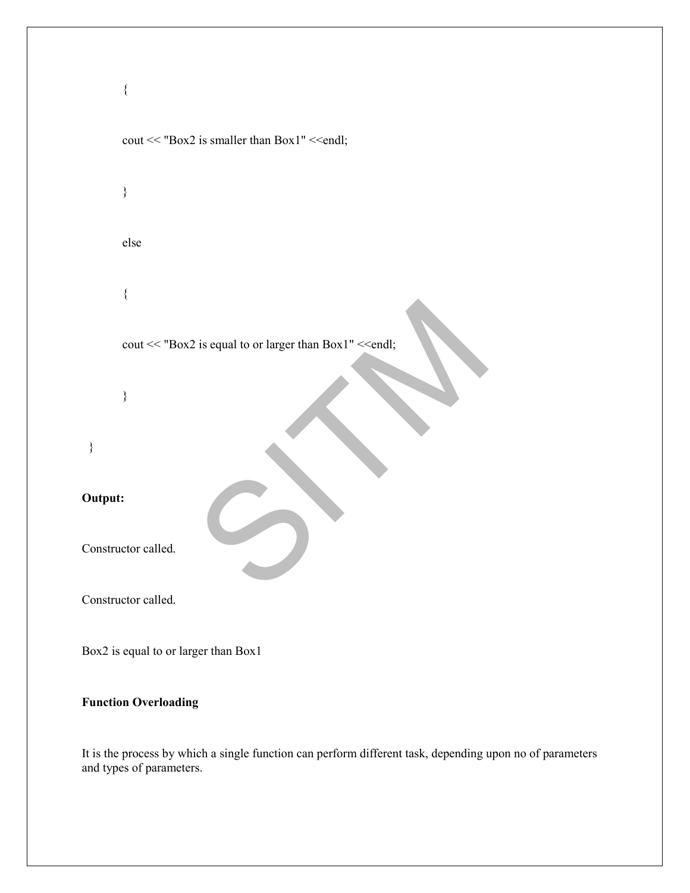```
{
cout << "Box2 is smaller than Box1" <<endl;
}
else
{
cout << "Box2 is equal to or larger than Box1" <<endl;
}
}
```

**Output:**

Constructor called.

Constructor called.

Box2 is equal to or larger than Box1

**Function Overloading**

It is the process by which a single function can perform different task, depending upon no of parameters and types of parameters.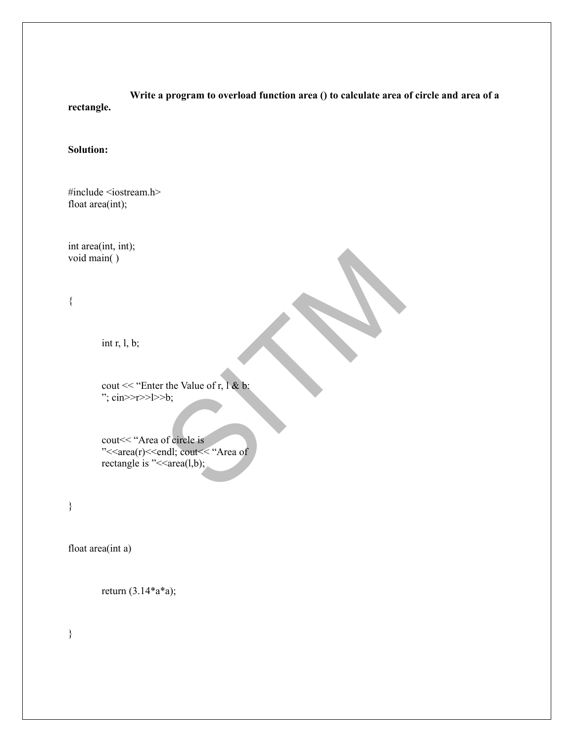**Write a program to overload function area () to calculate area of circle and area of a rectangle.**

**Solution:**

```
#include <iostream.h>
float area(int);


int area(int, int);
void main( )


{


    int r, l, b;


    cout << "Enter the Value of r, l & b:
    "; cin>>r>>l>>b;


    cout<< "Area of circle is
    "<<area(r)<<endl; cout<< "Area of
    rectangle is "<<area(l,b);


}


float area(int a)


    return (3.14*a*a);


}
```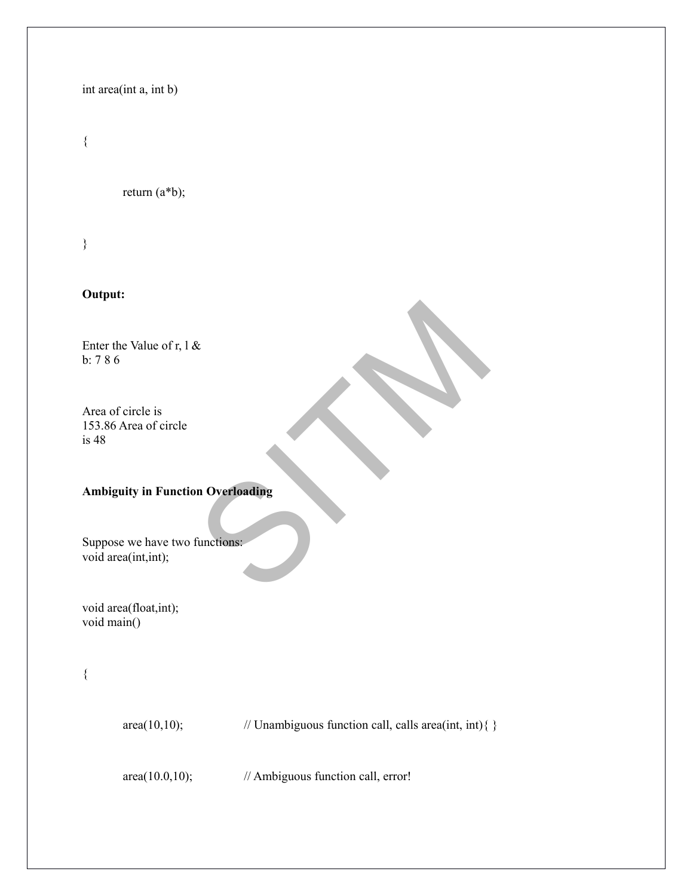```
int area(int a, int b)

{

	return (a*b);

}
```

**Output:**

Enter the Value of r, l &
b: 7 8 6

Area of circle is
153.86 Area of circle
is 48

**Ambiguity in Function Overloading**

Suppose we have two functions:

```
void area(int,int);

void area(float,int);
void main()

{

	area(10,10);		// Unambiguous function call, calls area(int, int){ }

	area(10.0,10);		// Ambiguous function call, error!
```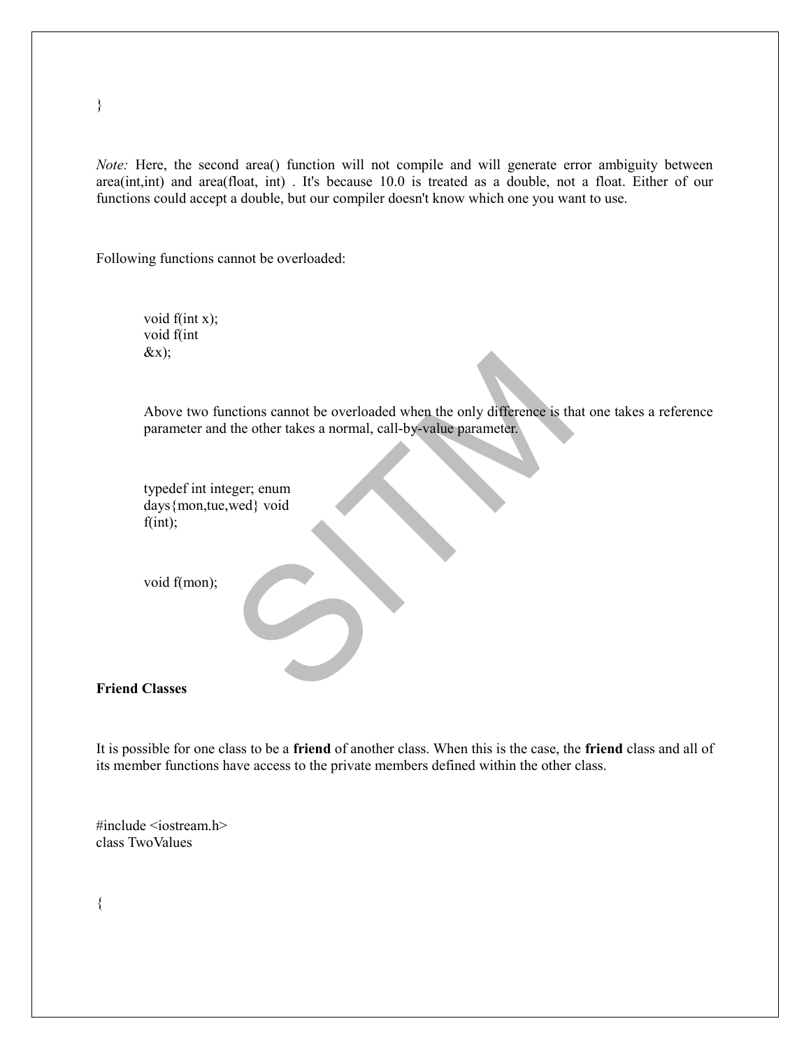```
}
```

*Note:* Here, the second area() function will not compile and will generate error ambiguity between area(int,int) and area(float, int) . It's because 10.0 is treated as a double, not a float. Either of our functions could accept a double, but our compiler doesn't know which one you want to use.

Following functions cannot be overloaded:

```
void f(int x);
void f(int
&x);
```

Above two functions cannot be overloaded when the only difference is that one takes a reference parameter and the other takes a normal, call-by-value parameter.

```
typedef int integer; enum
days{mon,tue,wed} void
f(int);


void f(mon);
```

**Friend Classes**

It is possible for one class to be a **friend** of another class. When this is the case, the **friend** class and all of its member functions have access to the private members defined within the other class.

```
#include <iostream.h>
class TwoValues


{
```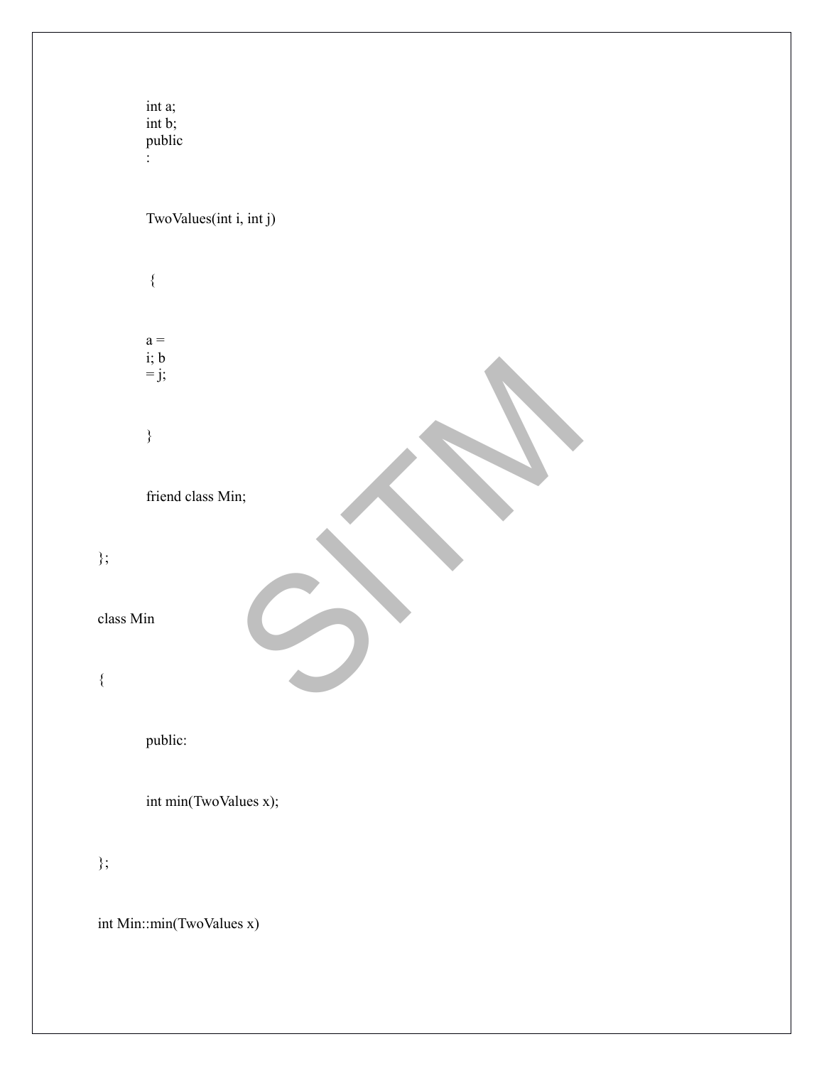```
int a;
int b;
public
:

TwoValues(int i, int j)

{

a =
i; b
= j;

}

friend class Min;

};

class Min

{

public:

int min(TwoValues x);

};

int Min::min(TwoValues x)
```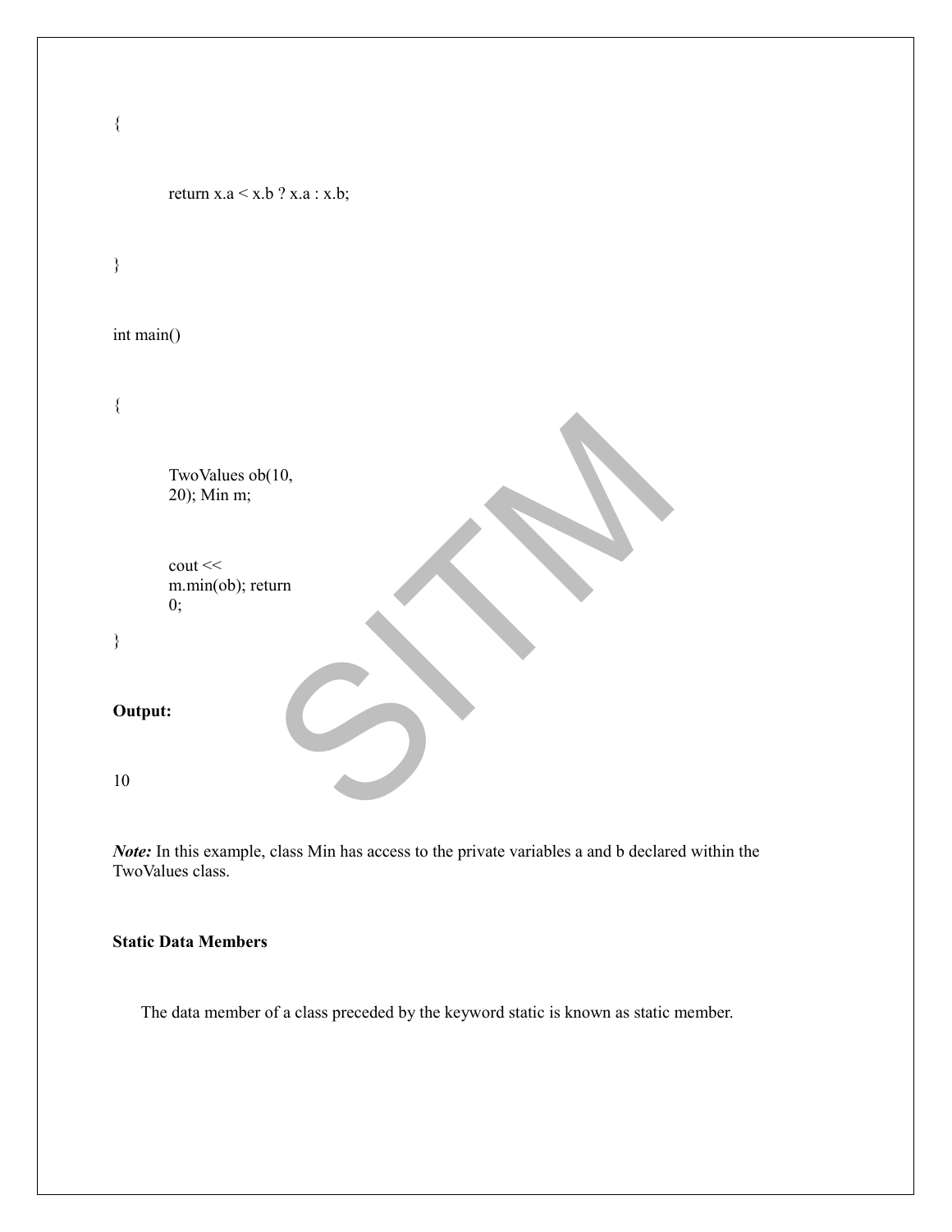```
{
    return x.a < x.b ? x.a : x.b;
}

int main()
{
    TwoValues ob(10,
    20); Min m;

    cout <<
    m.min(ob); return
    0;
}
```

**Output:**

10

***Note:*** In this example, class Min has access to the private variables a and b declared within the TwoValues class.

**Static Data Members**

The data member of a class preceded by the keyword static is known as static member.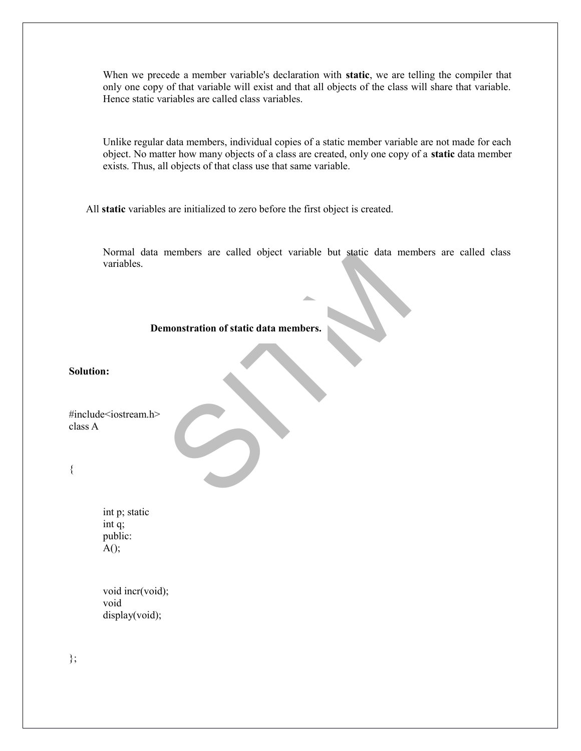When we precede a member variable's declaration with **static**, we are telling the compiler that only one copy of that variable will exist and that all objects of the class will share that variable. Hence static variables are called class variables.

Unlike regular data members, individual copies of a static member variable are not made for each object. No matter how many objects of a class are created, only one copy of a **static** data member exists. Thus, all objects of that class use that same variable.

All **static** variables are initialized to zero before the first object is created.

Normal data members are called object variable but static data members are called class variables.

**Demonstration of static data members.**

**Solution:**

```
#include<iostream.h>
class A

{

    int p; static
    int q;
    public:
    A();

    void incr(void);
    void
    display(void);

};
```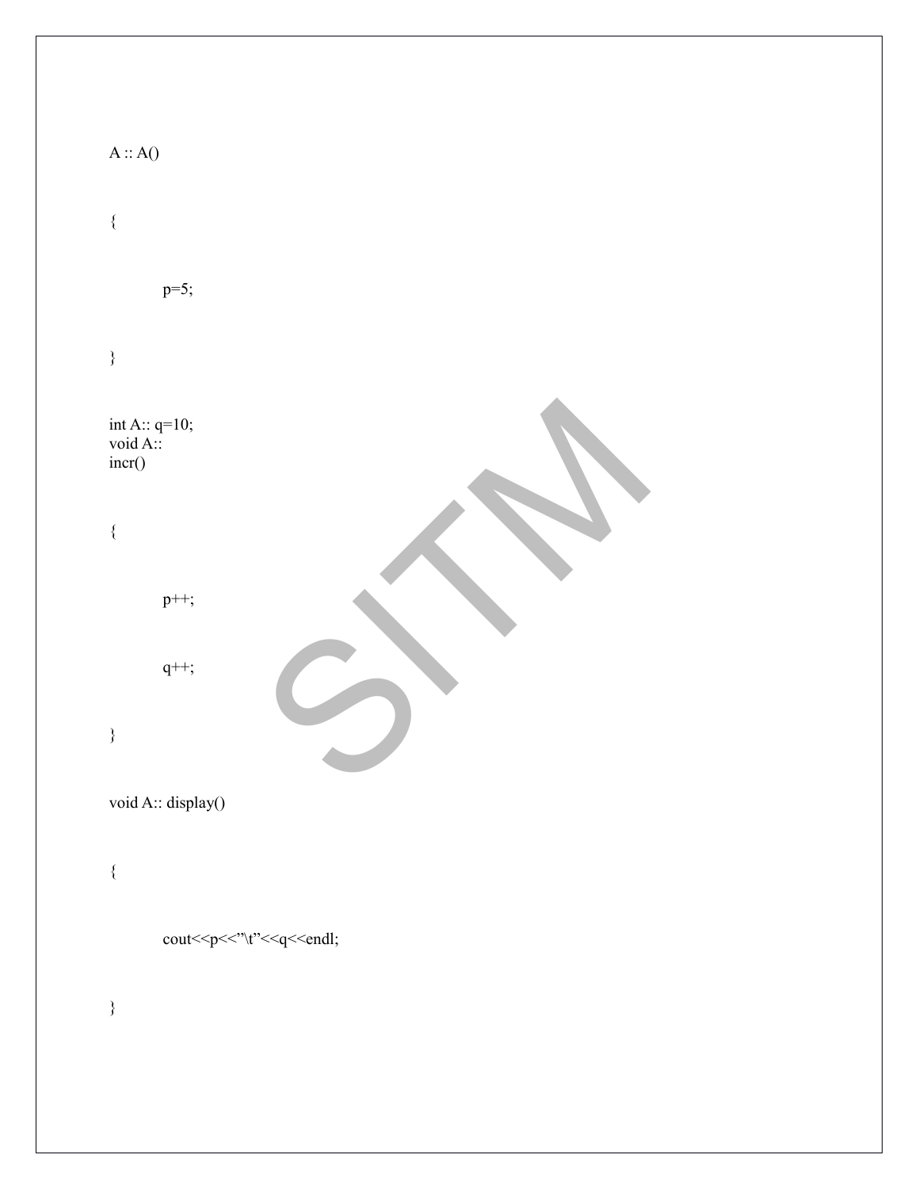```
A :: A()

{

        p=5;

}

int A:: q=10;
void A::
incr()

{

        p++;

        q++;

}

void A:: display()

{

        cout<<p<<"\t"<<q<<endl;

}
```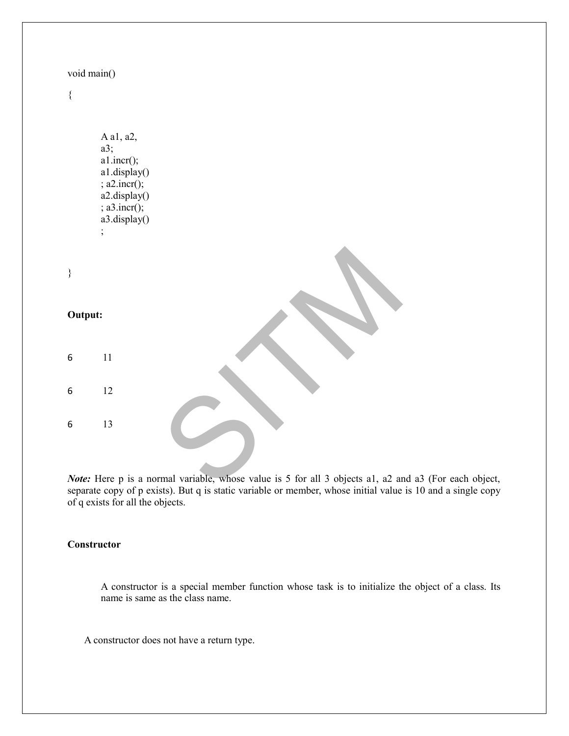```
void main()
{
    A a1, a2,
    a3;
    a1.incr();
    a1.display()
    ; a2.incr();
    a2.display()
    ; a3.incr();
    a3.display()
    ;
}
```

**Output:**

```
6    11
6    12
6    13
```

***Note:*** Here p is a normal variable, whose value is 5 for all 3 objects a1, a2 and a3 (For each object, separate copy of p exists). But q is static variable or member, whose initial value is 10 and a single copy of q exists for all the objects.

**Constructor**

A constructor is a special member function whose task is to initialize the object of a class. Its name is same as the class name.

A constructor does not have a return type.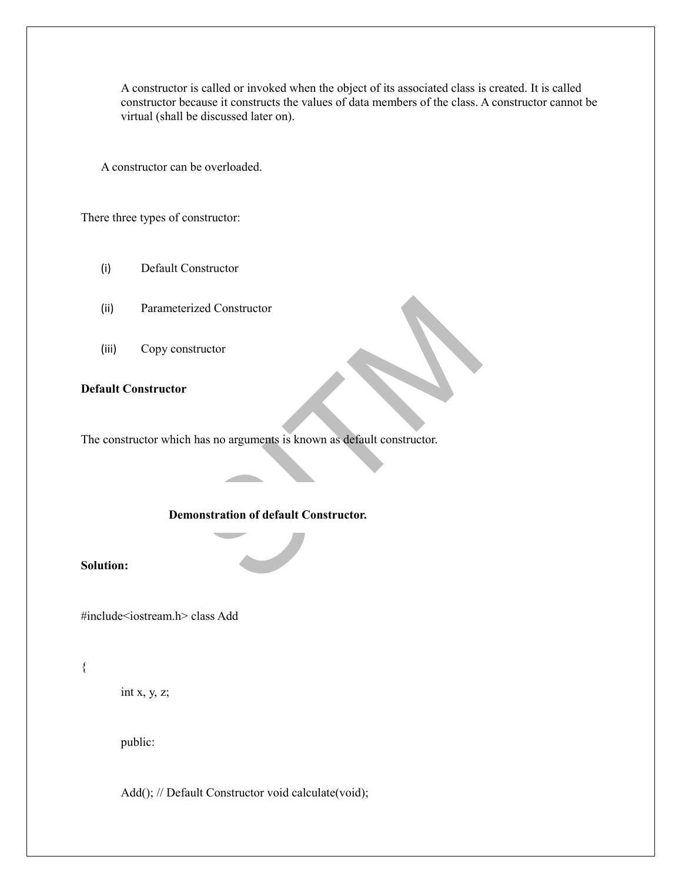A constructor is called or invoked when the object of its associated class is created. It is called constructor because it constructs the values of data members of the class. A constructor cannot be virtual (shall be discussed later on).

A constructor can be overloaded.

There three types of constructor:

(i) Default Constructor

(ii) Parameterized Constructor

(iii) Copy constructor

**Default Constructor**

The constructor which has no arguments is known as default constructor.

**Demonstration of default Constructor.**

**Solution:**

```
#include<iostream.h> class Add

{
    int x, y, z;

    public:

    Add(); // Default Constructor void calculate(void);
```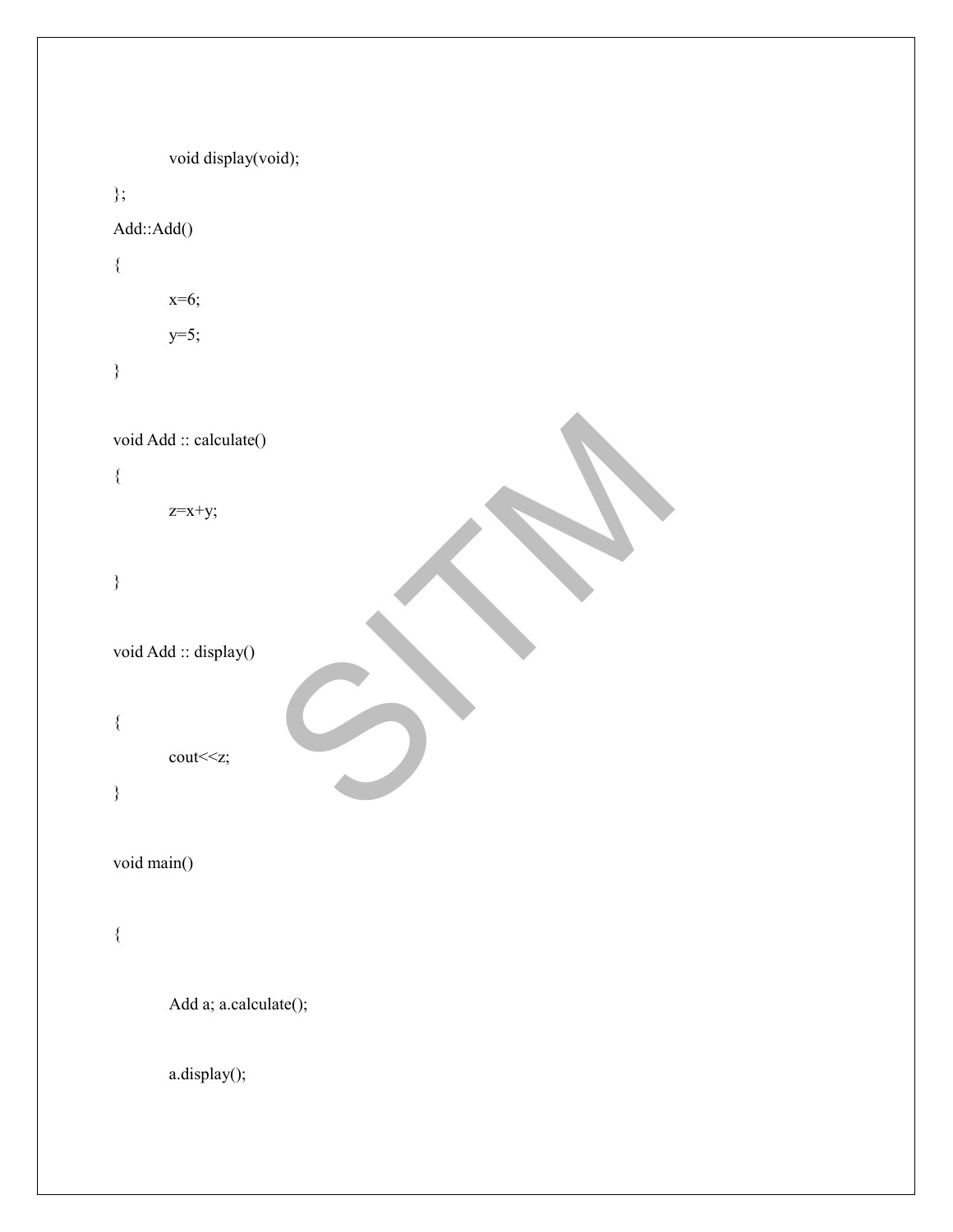```
        void display(void);
};
Add::Add()
{
        x=6;
        y=5;
}

void Add :: calculate()
{
        z=x+y;

}

void Add :: display()

{
        cout<<z;
}

void main()

{

        Add a; a.calculate();

        a.display();
```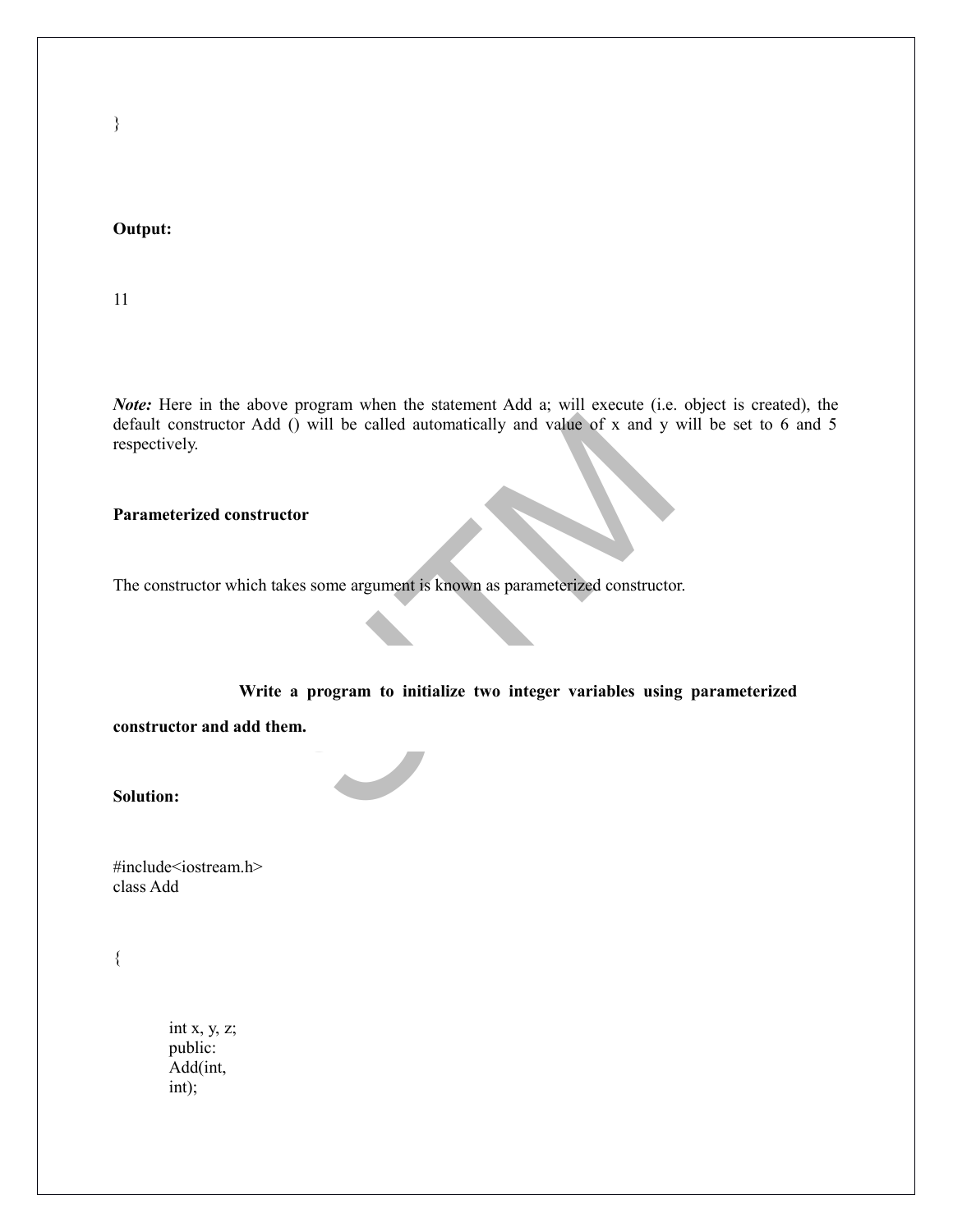```
}
```

**Output:**

11

***Note:*** Here in the above program when the statement Add a; will execute (i.e. object is created), the default constructor Add () will be called automatically and value of x and y will be set to 6 and 5 respectively.

**Parameterized constructor**

The constructor which takes some argument is known as parameterized constructor.

**Write a program to initialize two integer variables using parameterized constructor and add them.**

**Solution:**

```
#include<iostream.h>
class Add

{

    int x, y, z;
    public:
    Add(int,
    int);
```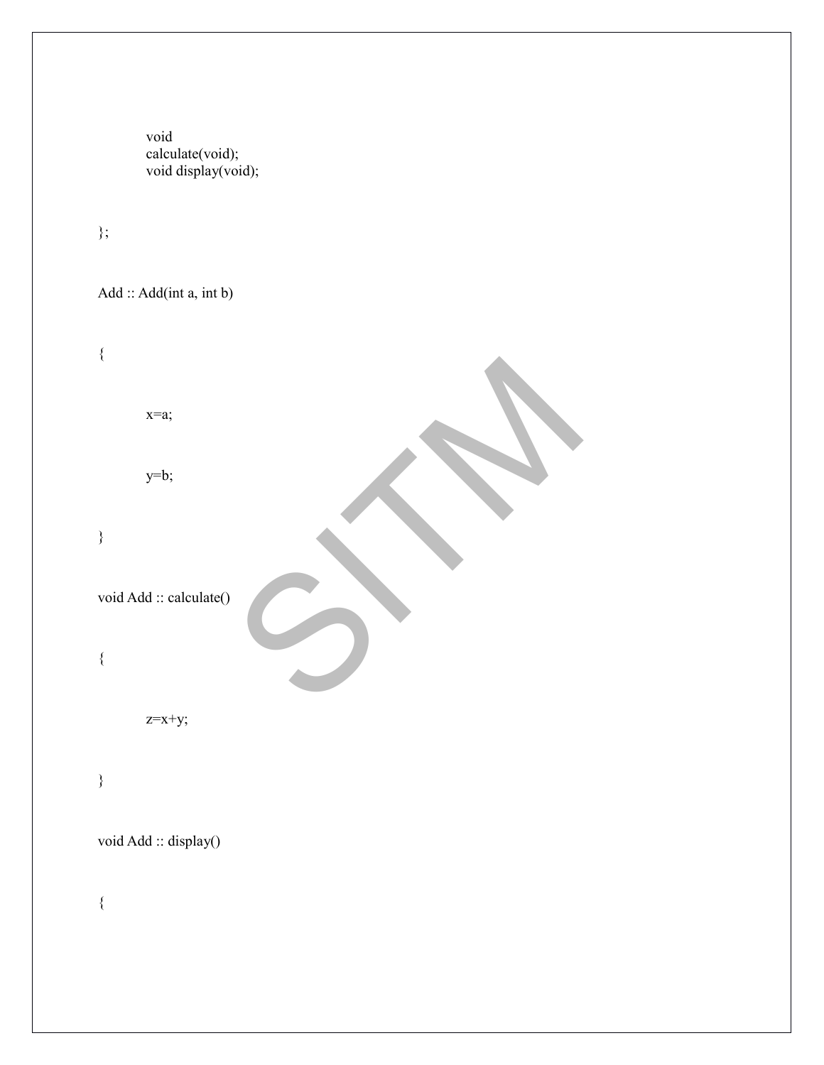```
        void
        calculate(void);
        void display(void);

};

Add :: Add(int a, int b)

{

        x=a;

        y=b;

}

void Add :: calculate()

{

        z=x+y;

}

void Add :: display()

{
```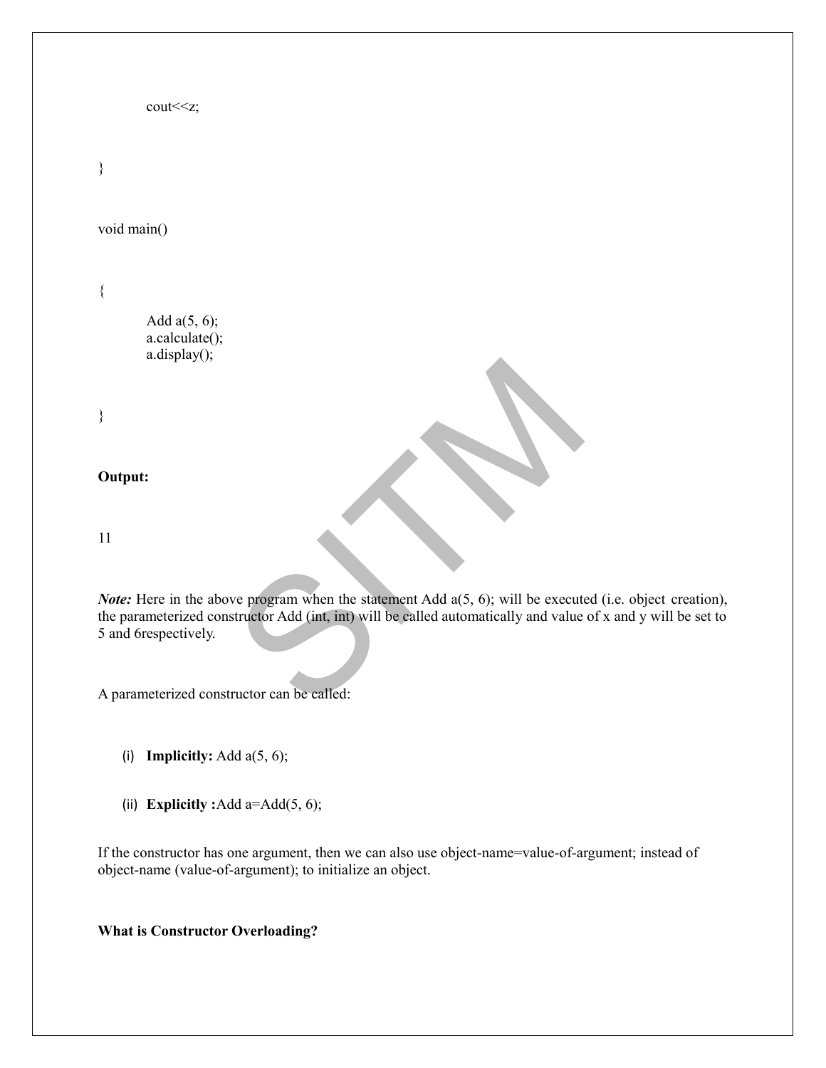```
        cout<<z;

}

void main()

{
        Add a(5, 6);
        a.calculate();
        a.display();

}
```

**Output:**

11

***Note:*** Here in the above program when the statement Add a(5, 6); will be executed (i.e. object creation), the parameterized constructor Add (int, int) will be called automatically and value of x and y will be set to 5 and 6respectively.

A parameterized constructor can be called:

(i) **Implicitly:** Add a(5, 6);

(ii) **Explicitly :**Add a=Add(5, 6);

If the constructor has one argument, then we can also use object-name=value-of-argument; instead of object-name (value-of-argument); to initialize an object.

**What is Constructor Overloading?**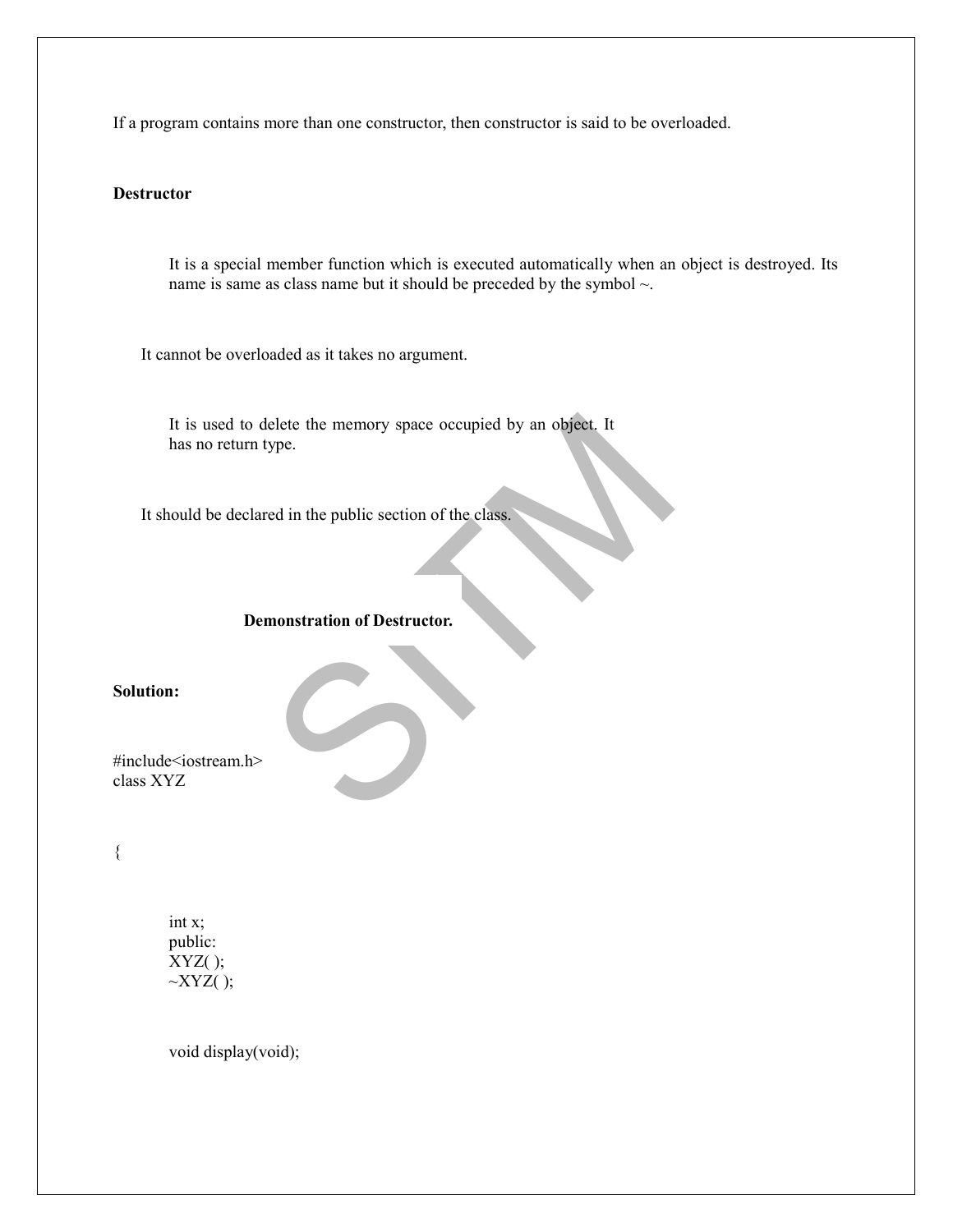If a program contains more than one constructor, then constructor is said to be overloaded.

**Destructor**

It is a special member function which is executed automatically when an object is destroyed. Its name is same as class name but it should be preceded by the symbol ~.

It cannot be overloaded as it takes no argument.

It is used to delete the memory space occupied by an object. It has no return type.

It should be declared in the public section of the class.

**Demonstration of Destructor.**

**Solution:**

```
#include<iostream.h>
class XYZ

{

    int x;
    public:
    XYZ( );
    ~XYZ( );

    void display(void);
```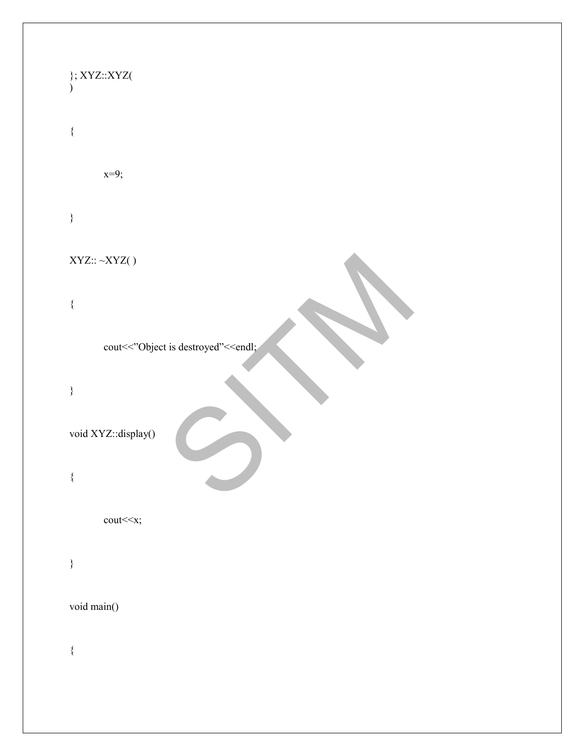```
}; XYZ::XYZ(
)

{

        x=9;

}

XYZ:: ~XYZ( )

{

        cout<<"Object is destroyed"<<endl;

}

void XYZ::display()

{

        cout<<x;

}

void main()

{
```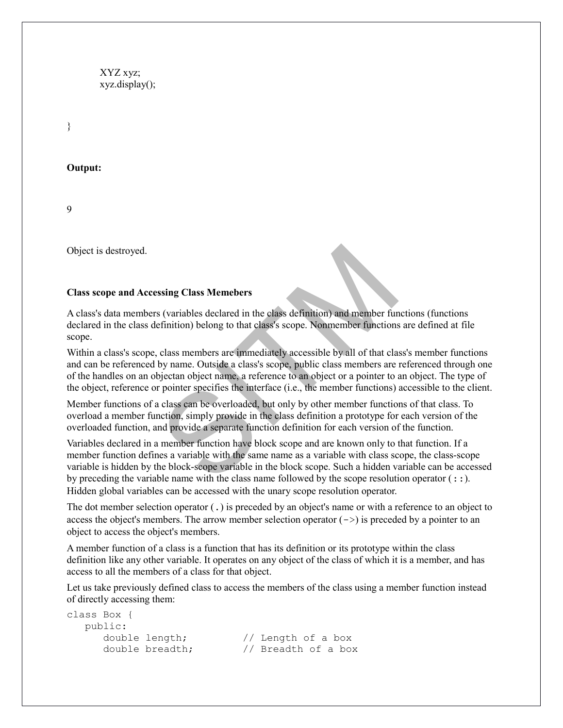```
XYZ xyz;
xyz.display();

}
```

**Output:**

9

Object is destroyed.

**Class scope and Accessing Class Memebers**

A class's data members (variables declared in the class definition) and member functions (functions declared in the class definition) belong to that class's scope. Nonmember functions are defined at file scope.

Within a class's scope, class members are immediately accessible by all of that class's member functions and can be referenced by name. Outside a class's scope, public class members are referenced through one of the handles on an objectan object name, a reference to an object or a pointer to an object. The type of the object, reference or pointer specifies the interface (i.e., the member functions) accessible to the client.

Member functions of a class can be overloaded, but only by other member functions of that class. To overload a member function, simply provide in the class definition a prototype for each version of the overloaded function, and provide a separate function definition for each version of the function.

Variables declared in a member function have block scope and are known only to that function. If a member function defines a variable with the same name as a variable with class scope, the class-scope variable is hidden by the block-scope variable in the block scope. Such a hidden variable can be accessed by preceding the variable name with the class name followed by the scope resolution operator (`::`). Hidden global variables can be accessed with the unary scope resolution operator.

The dot member selection operator (`.`) is preceded by an object's name or with a reference to an object to access the object's members. The arrow member selection operator (`->`) is preceded by a pointer to an object to access the object's members.

A member function of a class is a function that has its definition or its prototype within the class definition like any other variable. It operates on any object of the class of which it is a member, and has access to all the members of a class for that object.

Let us take previously defined class to access the members of the class using a member function instead of directly accessing them:

```
class Box {
   public:
      double length;         // Length of a box
      double breadth;        // Breadth of a box
```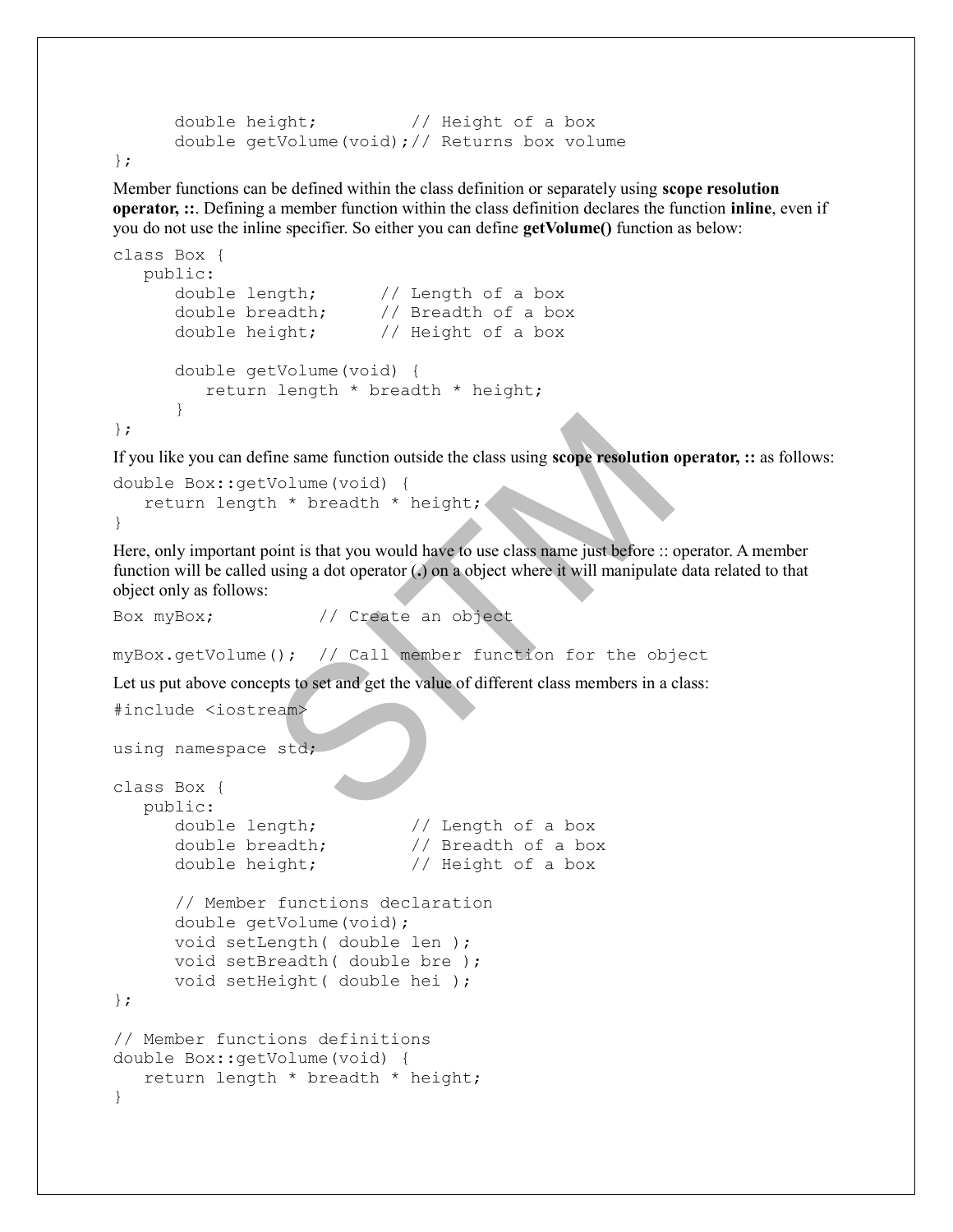```
      double height;         // Height of a box
      double getVolume(void);// Returns box volume
};
```

Member functions can be defined within the class definition or separately using **scope resolution operator, ::**. Defining a member function within the class definition declares the function **inline**, even if you do not use the inline specifier. So either you can define **getVolume()** function as below:

```
class Box {
   public:
      double length;      // Length of a box
      double breadth;     // Breadth of a box
      double height;      // Height of a box

      double getVolume(void) {
         return length * breadth * height;
      }
};
```

If you like you can define same function outside the class using **scope resolution operator, ::** as follows:

```
double Box::getVolume(void) {
   return length * breadth * height;
}
```

Here, only important point is that you would have to use class name just before :: operator. A member function will be called using a dot operator (**.**) on a object where it will manipulate data related to that object only as follows:

```
Box myBox;          // Create an object

myBox.getVolume();  // Call member function for the object
```

Let us put above concepts to set and get the value of different class members in a class:

```
#include <iostream>

using namespace std;

class Box {
   public:
      double length;         // Length of a box
      double breadth;        // Breadth of a box
      double height;         // Height of a box

      // Member functions declaration
      double getVolume(void);
      void setLength( double len );
      void setBreadth( double bre );
      void setHeight( double hei );
};

// Member functions definitions
double Box::getVolume(void) {
   return length * breadth * height;
}
```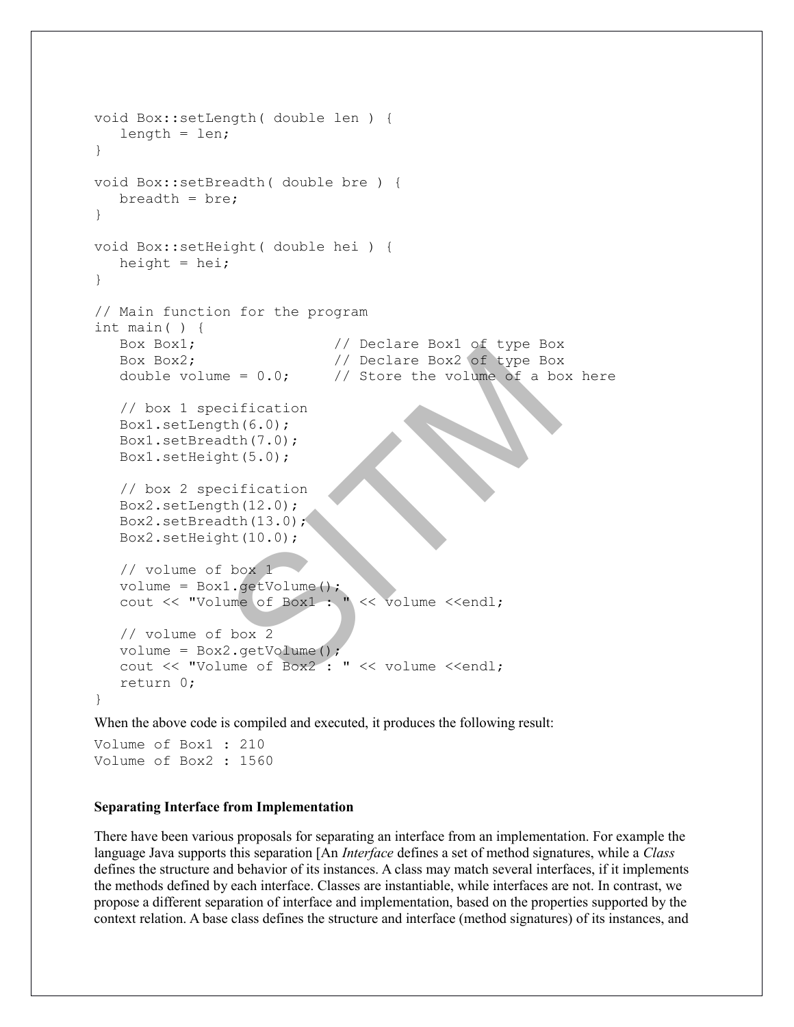```
void Box::setLength( double len ) {
   length = len;
}

void Box::setBreadth( double bre ) {
   breadth = bre;
}

void Box::setHeight( double hei ) {
   height = hei;
}

// Main function for the program
int main( ) {
   Box Box1;                // Declare Box1 of type Box
   Box Box2;                // Declare Box2 of type Box
   double volume = 0.0;     // Store the volume of a box here

   // box 1 specification
   Box1.setLength(6.0);
   Box1.setBreadth(7.0);
   Box1.setHeight(5.0);

   // box 2 specification
   Box2.setLength(12.0);
   Box2.setBreadth(13.0);
   Box2.setHeight(10.0);

   // volume of box 1
   volume = Box1.getVolume();
   cout << "Volume of Box1 : " << volume <<endl;

   // volume of box 2
   volume = Box2.getVolume();
   cout << "Volume of Box2 : " << volume <<endl;
   return 0;
}
```

When the above code is compiled and executed, it produces the following result:

```
Volume of Box1 : 210
Volume of Box2 : 1560
```

**Separating Interface from Implementation**

There have been various proposals for separating an interface from an implementation. For example the language Java supports this separation [An *Interface* defines a set of method signatures, while a *Class* defines the structure and behavior of its instances. A class may match several interfaces, if it implements the methods defined by each interface. Classes are instantiable, while interfaces are not. In contrast, we propose a different separation of interface and implementation, based on the properties supported by the context relation. A base class defines the structure and interface (method signatures) of its instances, and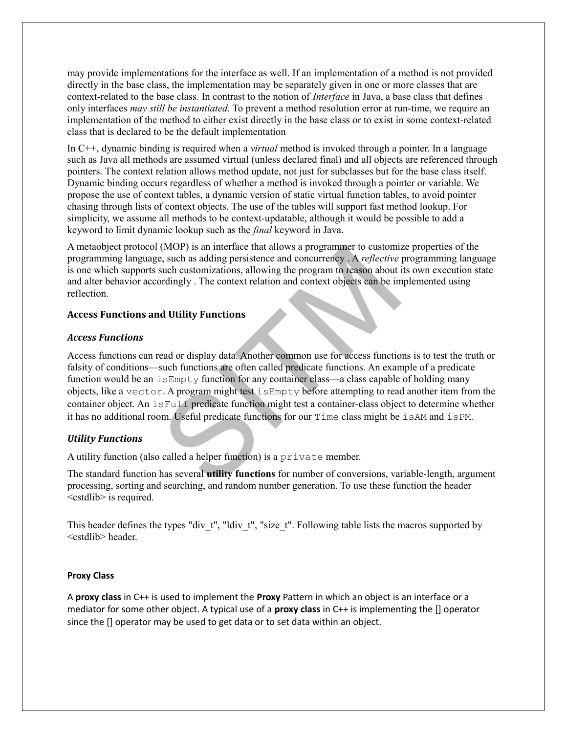may provide implementations for the interface as well. If an implementation of a method is not provided directly in the base class, the implementation may be separately given in one or more classes that are context-related to the base class. In contrast to the notion of *Interface* in Java, a base class that defines only interfaces *may still be instantiated*. To prevent a method resolution error at run-time, we require an implementation of the method to either exist directly in the base class or to exist in some context-related class that is declared to be the default implementation

In C++, dynamic binding is required when a *virtual* method is invoked through a pointer. In a language such as Java all methods are assumed virtual (unless declared final) and all objects are referenced through pointers. The context relation allows method update, not just for subclasses but for the base class itself. Dynamic binding occurs regardless of whether a method is invoked through a pointer or variable. We propose the use of context tables, a dynamic version of static virtual function tables, to avoid pointer chasing through lists of context objects. The use of the tables will support fast method lookup. For simplicity, we assume all methods to be context-updatable, although it would be possible to add a keyword to limit dynamic lookup such as the *final* keyword in Java.

A metaobject protocol (MOP) is an interface that allows a programmer to customize properties of the programming language, such as adding persistence and concurrency . A *reflective* programming language is one which supports such customizations, allowing the program to reason about its own execution state and alter behavior accordingly . The context relation and context objects can be implemented using reflection.

### Access Functions and Utility Functions

#### *Access Functions*

Access functions can read or display data. Another common use for access functions is to test the truth or falsity of conditions—such functions are often called predicate functions. An example of a predicate function would be an `isEmpty` function for any container class—a class capable of holding many objects, like a `vector`. A program might test `isEmpty` before attempting to read another item from the container object. An `isFull` predicate function might test a container-class object to determine whether it has no additional room. Useful predicate functions for our `Time` class might be `isAM` and `isPM`.

#### *Utility Functions*

A utility function (also called a helper function) is a `private` member.

The standard function has several **utility functions** for number of conversions, variable-length, argument processing, sorting and searching, and random number generation. To use these function the header <cstdlib> is required.

This header defines the types "div_t", "ldiv_t", "size_t". Following table lists the macros supported by <cstdlib> header.

#### Proxy Class

A **proxy class** in C++ is used to implement the **Proxy** Pattern in which an object is an interface or a mediator for some other object. A typical use of a **proxy class** in C++ is implementing the [] operator since the [] operator may be used to get data or to set data within an object.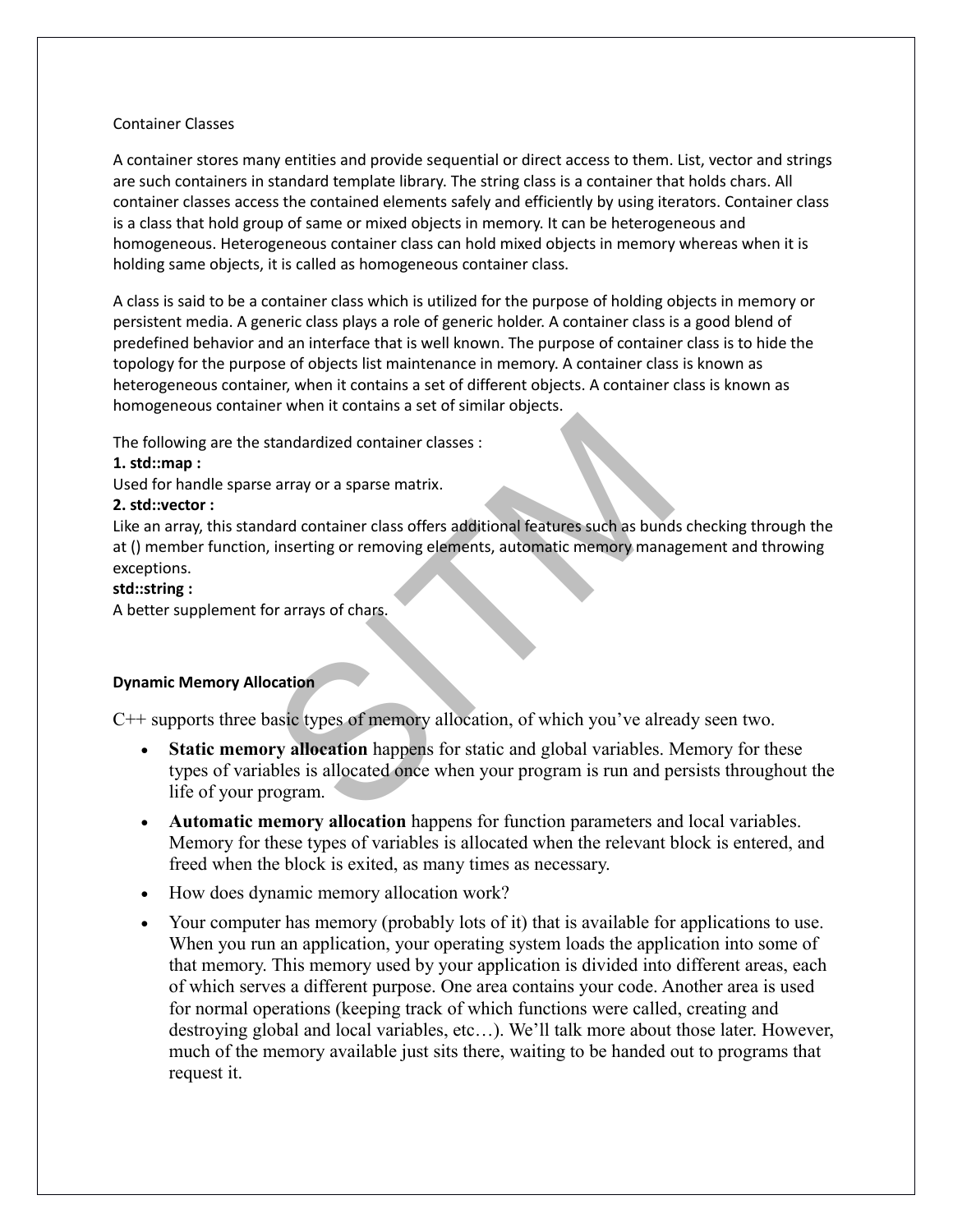Container Classes

A container stores many entities and provide sequential or direct access to them. List, vector and strings are such containers in standard template library. The string class is a container that holds chars. All container classes access the contained elements safely and efficiently by using iterators. Container class is a class that hold group of same or mixed objects in memory. It can be heterogeneous and homogeneous. Heterogeneous container class can hold mixed objects in memory whereas when it is holding same objects, it is called as homogeneous container class.

A class is said to be a container class which is utilized for the purpose of holding objects in memory or persistent media. A generic class plays a role of generic holder. A container class is a good blend of predefined behavior and an interface that is well known. The purpose of container class is to hide the topology for the purpose of objects list maintenance in memory. A container class is known as heterogeneous container, when it contains a set of different objects. A container class is known as homogeneous container when it contains a set of similar objects.

The following are the standardized container classes :

**1. std::map :**

Used for handle sparse array or a sparse matrix.

**2. std::vector :**

Like an array, this standard container class offers additional features such as bunds checking through the at () member function, inserting or removing elements, automatic memory management and throwing exceptions.

**std::string :**

A better supplement for arrays of chars.

**Dynamic Memory Allocation**

C++ supports three basic types of memory allocation, of which you've already seen two.

- **Static memory allocation** happens for static and global variables. Memory for these types of variables is allocated once when your program is run and persists throughout the life of your program.
- **Automatic memory allocation** happens for function parameters and local variables. Memory for these types of variables is allocated when the relevant block is entered, and freed when the block is exited, as many times as necessary.
- How does dynamic memory allocation work?
- Your computer has memory (probably lots of it) that is available for applications to use. When you run an application, your operating system loads the application into some of that memory. This memory used by your application is divided into different areas, each of which serves a different purpose. One area contains your code. Another area is used for normal operations (keeping track of which functions were called, creating and destroying global and local variables, etc…). We'll talk more about those later. However, much of the memory available just sits there, waiting to be handed out to programs that request it.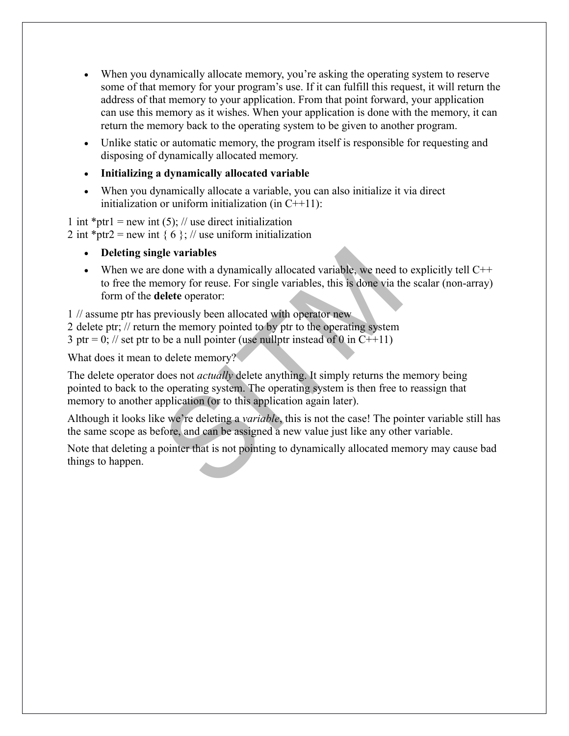- When you dynamically allocate memory, you're asking the operating system to reserve some of that memory for your program's use. If it can fulfill this request, it will return the address of that memory to your application. From that point forward, your application can use this memory as it wishes. When your application is done with the memory, it can return the memory back to the operating system to be given to another program.
- Unlike static or automatic memory, the program itself is responsible for requesting and disposing of dynamically allocated memory.
- **Initializing a dynamically allocated variable**
- When you dynamically allocate a variable, you can also initialize it via direct initialization or uniform initialization (in C++11):

```
1 int *ptr1 = new int (5); // use direct initialization
2 int *ptr2 = new int { 6 }; // use uniform initialization
```

- **Deleting single variables**
- When we are done with a dynamically allocated variable, we need to explicitly tell C++ to free the memory for reuse. For single variables, this is done via the scalar (non-array) form of the **delete** operator:

```
1 // assume ptr has previously been allocated with operator new
2 delete ptr; // return the memory pointed to by ptr to the operating system
3 ptr = 0; // set ptr to be a null pointer (use nullptr instead of 0 in C++11)
```

What does it mean to delete memory?

The delete operator does not *actually* delete anything. It simply returns the memory being pointed to back to the operating system. The operating system is then free to reassign that memory to another application (or to this application again later).

Although it looks like we're deleting a *variable*, this is not the case! The pointer variable still has the same scope as before, and can be assigned a new value just like any other variable.

Note that deleting a pointer that is not pointing to dynamically allocated memory may cause bad things to happen.